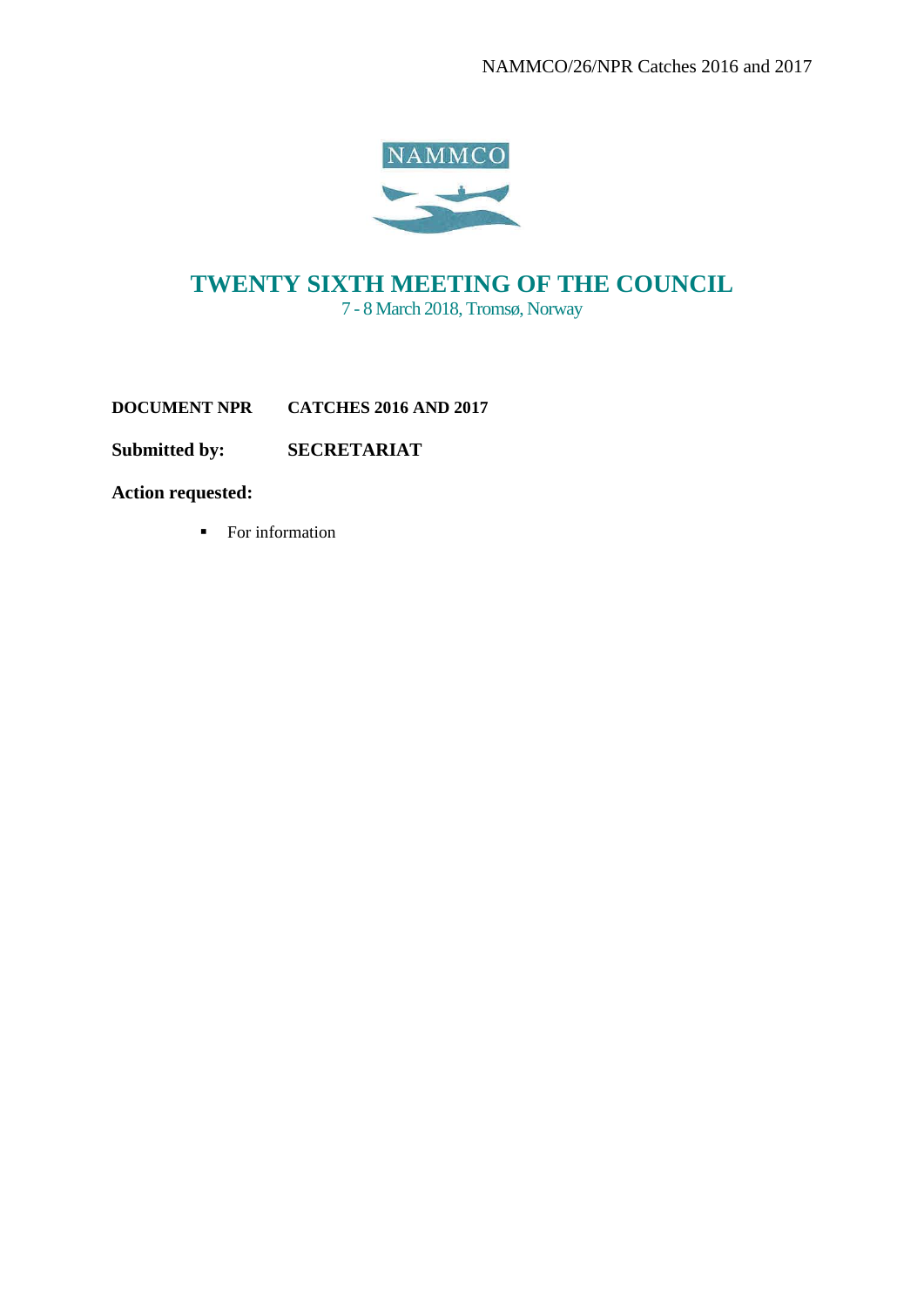NAMMCO/26/NPR Catches 2016 and 2017

# TWENTY SIXTH MEETING OF THE COUNCIL

7 - 8 March 2018, Tromsø, Norway

**DOCUMENT NPR** **CATCHES 2016 AND 2017**

**Submitted by:** **SECRETARIAT**

**Action requested:**

- For information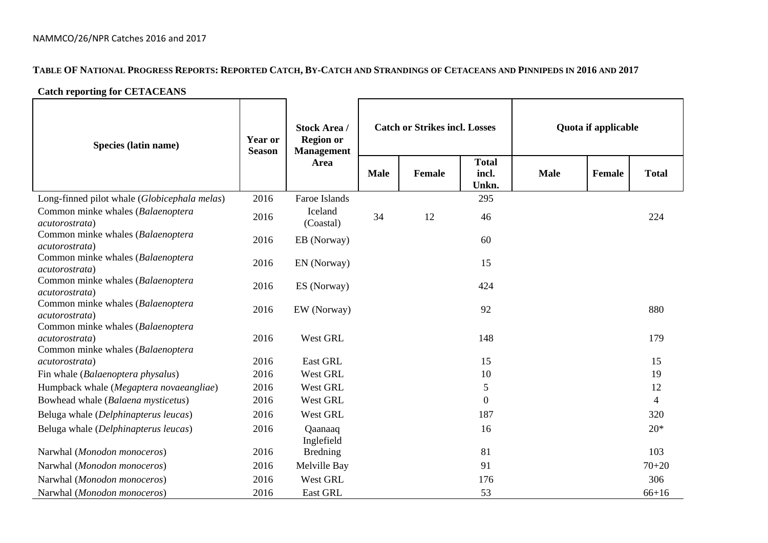## TABLE OF NATIONAL PROGRESS REPORTS: REPORTED CATCH, BY-CATCH AND STRANDINGS OF CETACEANS AND PINNIPEDS IN 2016 AND 2017

**Catch reporting for CETACEANS**

| Species (latin name) | Year or Season | Stock Area / Region or Management Area | Catch or Strikes incl. Losses | | | Quota if applicable | | |
|---|---|---|---|---|---|---|---|---|
| | | | Male | Female | Total incl. Unkn. | Male | Female | Total |
| Long-finned pilot whale (*Globicephala melas*) | 2016 | Faroe Islands | | | 295 | | | |
| Common minke whales (*Balaenoptera acutorostrata*) | 2016 | Iceland (Coastal) | 34 | 12 | 46 | | | 224 |
| Common minke whales (*Balaenoptera acutorostrata*) | 2016 | EB (Norway) | | | 60 | | | |
| Common minke whales (*Balaenoptera acutorostrata*) | 2016 | EN (Norway) | | | 15 | | | |
| Common minke whales (*Balaenoptera acutorostrata*) | 2016 | ES (Norway) | | | 424 | | | |
| Common minke whales (*Balaenoptera acutorostrata*) | 2016 | EW (Norway) | | | 92 | | | 880 |
| Common minke whales (*Balaenoptera acutorostrata*) | 2016 | West GRL | | | 148 | | | 179 |
| Common minke whales (*Balaenoptera acutorostrata*) | 2016 | East GRL | | | 15 | | | 15 |
| Fin whale (*Balaenoptera physalus*) | 2016 | West GRL | | | 10 | | | 19 |
| Humpback whale (*Megaptera novaeangliae*) | 2016 | West GRL | | | 5 | | | 12 |
| Bowhead whale (*Balaena mysticetus*) | 2016 | West GRL | | | 0 | | | 4 |
| Beluga whale (*Delphinapterus leucas*) | 2016 | West GRL | | | 187 | | | 320 |
| Beluga whale (*Delphinapterus leucas*) | 2016 | Qaanaaq | | | 16 | | | 20* |
| Narwhal (*Monodon monoceros*) | 2016 | Inglefield Bredning | | | 81 | | | 103 |
| Narwhal (*Monodon monoceros*) | 2016 | Melville Bay | | | 91 | | | 70+20 |
| Narwhal (*Monodon monoceros*) | 2016 | West GRL | | | 176 | | | 306 |
| Narwhal (*Monodon monoceros*) | 2016 | East GRL | | | 53 | | | 66+16 |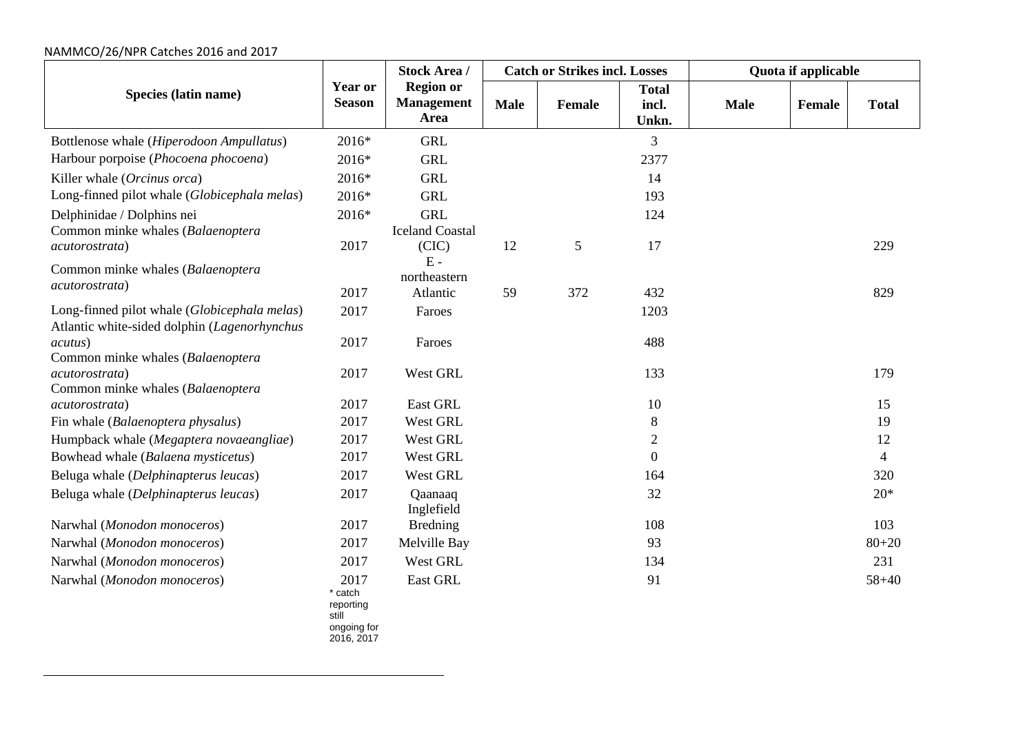NAMMCO/26/NPR Catches 2016 and 2017

| Species (latin name) | Year or Season | Stock Area / Region or Management Area | Catch or Strikes incl. Losses | | | Quota if applicable | | |
|---|---|---|---|---|---|---|---|---|
| | | | Male | Female | Total incl. Unkn. | Male | Female | Total |
| Bottlenose whale (*Hiperodoon Ampullatus*) | 2016* | GRL | | | 3 | | | |
| Harbour porpoise (*Phocoena phocoena*) | 2016* | GRL | | | 2377 | | | |
| Killer whale (*Orcinus orca*) | 2016* | GRL | | | 14 | | | |
| Long-finned pilot whale (*Globicephala melas*) | 2016* | GRL | | | 193 | | | |
| Delphinidae / Dolphins nei | 2016* | GRL | | | 124 | | | |
| Common minke whales (*Balaenoptera acutorostrata*) | 2017 | Iceland Coastal (CIC) | 12 | 5 | 17 | | | 229 |
| Common minke whales (*Balaenoptera acutorostrata*) | 2017 | E - northeastern Atlantic | 59 | 372 | 432 | | | 829 |
| Long-finned pilot whale (*Globicephala melas*) | 2017 | Faroes | | | 1203 | | | |
| Atlantic white-sided dolphin (*Lagenorhynchus acutus*) | 2017 | Faroes | | | 488 | | | |
| Common minke whales (*Balaenoptera acutorostrata*) | 2017 | West GRL | | | 133 | | | 179 |
| Common minke whales (*Balaenoptera acutorostrata*) | 2017 | East GRL | | | 10 | | | 15 |
| Fin whale (*Balaenoptera physalus*) | 2017 | West GRL | | | 8 | | | 19 |
| Humpback whale (*Megaptera novaeangliae*) | 2017 | West GRL | | | 2 | | | 12 |
| Bowhead whale (*Balaena mysticetus*) | 2017 | West GRL | | | 0 | | | 4 |
| Beluga whale (*Delphinapterus leucas*) | 2017 | West GRL | | | 164 | | | 320 |
| Beluga whale (*Delphinapterus leucas*) | 2017 | Qaanaaq | | | 32 | | | 20* |
| Narwhal (*Monodon monoceros*) | 2017 | Inglefield Bredning | | | 108 | | | 103 |
| Narwhal (*Monodon monoceros*) | 2017 | Melville Bay | | | 93 | | | 80+20 |
| Narwhal (*Monodon monoceros*) | 2017 | West GRL | | | 134 | | | 231 |
| Narwhal (*Monodon monoceros*) | 2017 | East GRL | | | 91 | | | 58+40 |

\* catch reporting still ongoing for 2016, 2017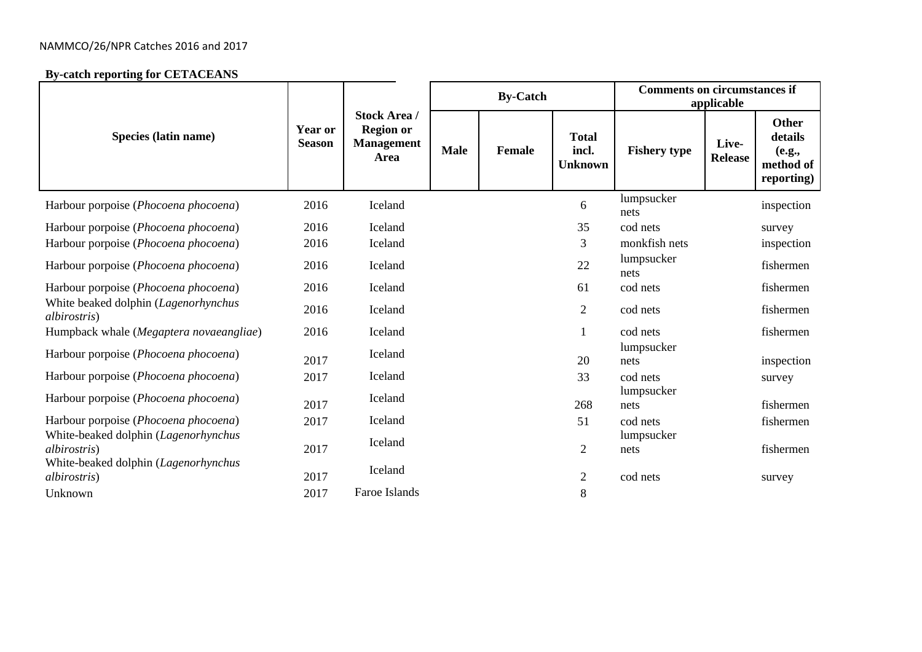NAMMCO/26/NPR Catches 2016 and 2017

**By-catch reporting for CETACEANS**

| Species (latin name) | Year or Season | Stock Area / Region or Management Area | By-Catch | | | Comments on circumstances if applicable | | |
|---|---|---|---|---|---|---|---|---|
| | | | **Male** | **Female** | **Total incl. Unknown** | **Fishery type** | **Live-Release** | **Other details (e.g., method of reporting)** |
| Harbour porpoise (*Phocoena phocoena*) | 2016 | Iceland | | | 6 | lumpsucker nets | | inspection |
| Harbour porpoise (*Phocoena phocoena*) | 2016 | Iceland | | | 35 | cod nets | | survey |
| Harbour porpoise (*Phocoena phocoena*) | 2016 | Iceland | | | 3 | monkfish nets | | inspection |
| Harbour porpoise (*Phocoena phocoena*) | 2016 | Iceland | | | 22 | lumpsucker nets | | fishermen |
| Harbour porpoise (*Phocoena phocoena*) | 2016 | Iceland | | | 61 | cod nets | | fishermen |
| White beaked dolphin (*Lagenorhynchus albirostris*) | 2016 | Iceland | | | 2 | cod nets | | fishermen |
| Humpback whale (*Megaptera novaeangliae*) | 2016 | Iceland | | | 1 | cod nets | | fishermen |
| Harbour porpoise (*Phocoena phocoena*) | 2017 | Iceland | | | 20 | lumpsucker nets | | inspection |
| Harbour porpoise (*Phocoena phocoena*) | 2017 | Iceland | | | 33 | cod nets | | survey |
| Harbour porpoise (*Phocoena phocoena*) | 2017 | Iceland | | | 268 | lumpsucker nets | | fishermen |
| Harbour porpoise (*Phocoena phocoena*) | 2017 | Iceland | | | 51 | cod nets | | fishermen |
| White-beaked dolphin (*Lagenorhynchus albirostris*) | 2017 | Iceland | | | 2 | lumpsucker nets | | fishermen |
| White-beaked dolphin (*Lagenorhynchus albirostris*) | 2017 | Iceland | | | 2 | cod nets | | survey |
| Unknown | 2017 | Faroe Islands | | | 8 | | | |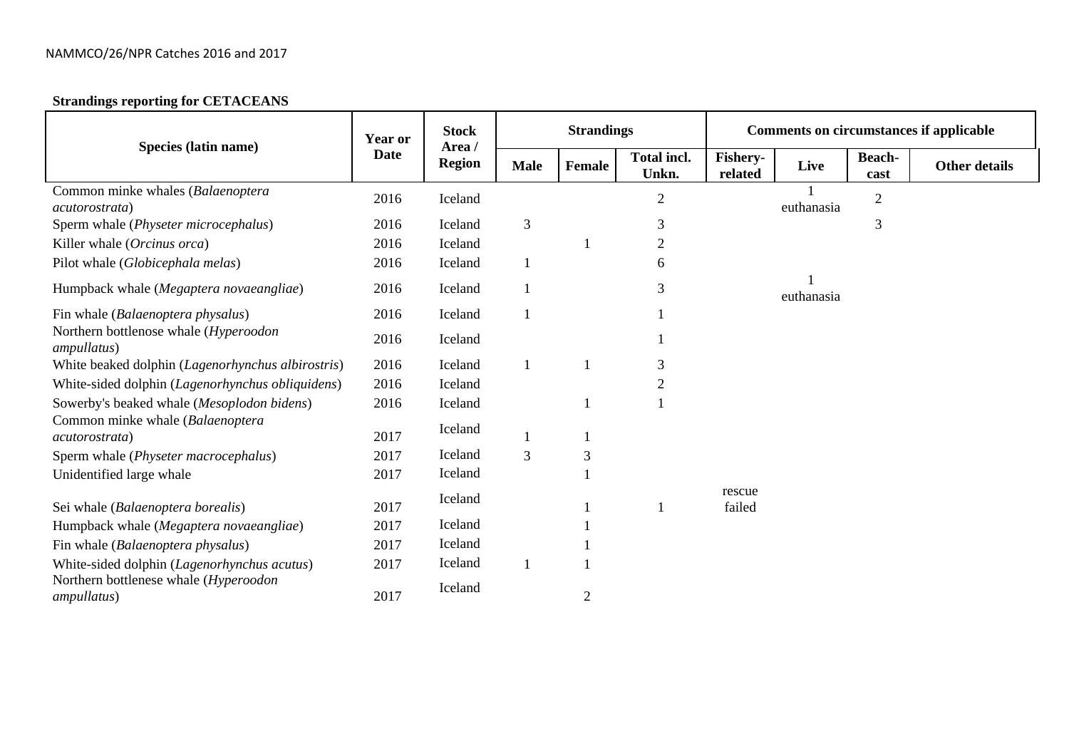**Strandings reporting for CETACEANS**

| Species (latin name) | Year or Date | Stock Area / Region | Strandings | | | Comments on circumstances if applicable | | | |
|---|---|---|---|---|---|---|---|---|---|
| | | | Male | Female | Total incl. Unkn. | Fishery-related | Live | Beach-cast | Other details |
| Common minke whales (*Balaenoptera acutorostrata*) | 2016 | Iceland | | | 2 | | 1 euthanasia | 2 | |
| Sperm whale (*Physeter microcephalus*) | 2016 | Iceland | 3 | | 3 | | | 3 | |
| Killer whale (*Orcinus orca*) | 2016 | Iceland | | 1 | 2 | | | | |
| Pilot whale (*Globicephala melas*) | 2016 | Iceland | 1 | | 6 | | | | |
| Humpback whale (*Megaptera novaeangliae*) | 2016 | Iceland | 1 | | 3 | | 1 euthanasia | | |
| Fin whale (*Balaenoptera physalus*) | 2016 | Iceland | 1 | | 1 | | | | |
| Northern bottlenose whale (*Hyperoodon ampullatus*) | 2016 | Iceland | | | 1 | | | | |
| White beaked dolphin (*Lagenorhynchus albirostris*) | 2016 | Iceland | 1 | 1 | 3 | | | | |
| White-sided dolphin (*Lagenorhynchus obliquidens*) | 2016 | Iceland | | | 2 | | | | |
| Sowerby's beaked whale (*Mesoplodon bidens*) | 2016 | Iceland | | 1 | 1 | | | | |
| Common minke whale (*Balaenoptera acutorostrata*) | 2017 | Iceland | 1 | 1 | | | | | |
| Sperm whale (*Physeter macrocephalus*) | 2017 | Iceland | 3 | 3 | | | | | |
| Unidentified large whale | 2017 | Iceland | | 1 | | | | | |
| Sei whale (*Balaenoptera borealis*) | 2017 | Iceland | | 1 | 1 | rescue failed | | | |
| Humpback whale (*Megaptera novaeangliae*) | 2017 | Iceland | | 1 | | | | | |
| Fin whale (*Balaenoptera physalus*) | 2017 | Iceland | | 1 | | | | | |
| White-sided dolphin (*Lagenorhynchus acutus*) | 2017 | Iceland | 1 | 1 | | | | | |
| Northern bottlenese whale (*Hyperoodon ampullatus*) | 2017 | Iceland | | 2 | | | | | |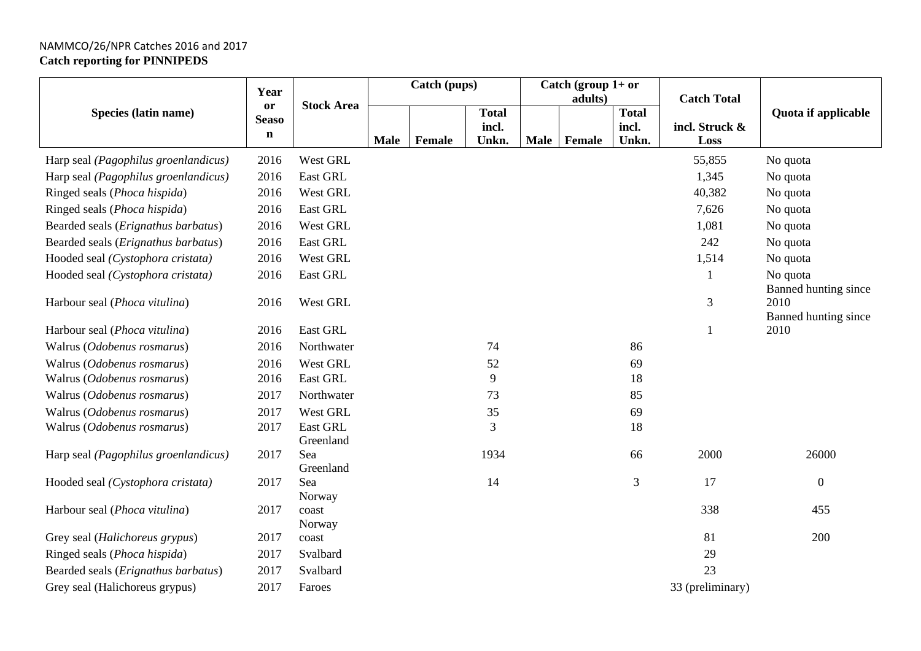NAMMCO/26/NPR Catches 2016 and 2017

**Catch reporting for PINNIPEDS**

| Species (latin name) | Year or Season | Stock Area | Catch (pups) | | | Catch (group 1+ or adults) | | | Catch Total | Quota if applicable |
|---|---|---|---|---|---|---|---|---|---|---|
| | | | Male | Female | Total incl. Unkn. | Male | Female | Total incl. Unkn. | incl. Struck & Loss | |
| Harp seal *(Pagophilus groenlandicus)* | 2016 | West GRL | | | | | | | 55,855 | No quota |
| Harp seal *(Pagophilus groenlandicus)* | 2016 | East GRL | | | | | | | 1,345 | No quota |
| Ringed seals (*Phoca hispida*) | 2016 | West GRL | | | | | | | 40,382 | No quota |
| Ringed seals (*Phoca hispida*) | 2016 | East GRL | | | | | | | 7,626 | No quota |
| Bearded seals (*Erignathus barbatus*) | 2016 | West GRL | | | | | | | 1,081 | No quota |
| Bearded seals (*Erignathus barbatus*) | 2016 | East GRL | | | | | | | 242 | No quota |
| Hooded seal *(Cystophora cristata)* | 2016 | West GRL | | | | | | | 1,514 | No quota |
| Hooded seal *(Cystophora cristata)* | 2016 | East GRL | | | | | | | 1 | No quota |
| Harbour seal (*Phoca vitulina*) | 2016 | West GRL | | | | | | | 3 | Banned hunting since 2010 |
| Harbour seal (*Phoca vitulina*) | 2016 | East GRL | | | | | | | 1 | Banned hunting since 2010 |
| Walrus (*Odobenus rosmarus*) | 2016 | Northwater | | | 74 | | | 86 | | |
| Walrus (*Odobenus rosmarus*) | 2016 | West GRL | | | 52 | | | 69 | | |
| Walrus (*Odobenus rosmarus*) | 2016 | East GRL | | | 9 | | | 18 | | |
| Walrus (*Odobenus rosmarus*) | 2017 | Northwater | | | 73 | | | 85 | | |
| Walrus (*Odobenus rosmarus*) | 2017 | West GRL | | | 35 | | | 69 | | |
| Walrus (*Odobenus rosmarus*) | 2017 | East GRL | | | 3 | | | 18 | | |
| Harp seal *(Pagophilus groenlandicus)* | 2017 | Greenland Sea | | | 1934 | | | 66 | 2000 | 26000 |
| Hooded seal *(Cystophora cristata)* | 2017 | Greenland Sea | | | 14 | | | 3 | 17 | 0 |
| Harbour seal (*Phoca vitulina*) | 2017 | Norway coast | | | | | | | 338 | 455 |
| Grey seal (*Halichoreus grypus*) | 2017 | Norway coast | | | | | | | 81 | 200 |
| Ringed seals (*Phoca hispida*) | 2017 | Svalbard | | | | | | | 29 | |
| Bearded seals (*Erignathus barbatus*) | 2017 | Svalbard | | | | | | | 23 | |
| Grey seal (Halichoreus grypus) | 2017 | Faroes | | | | | | | 33 (preliminary) | |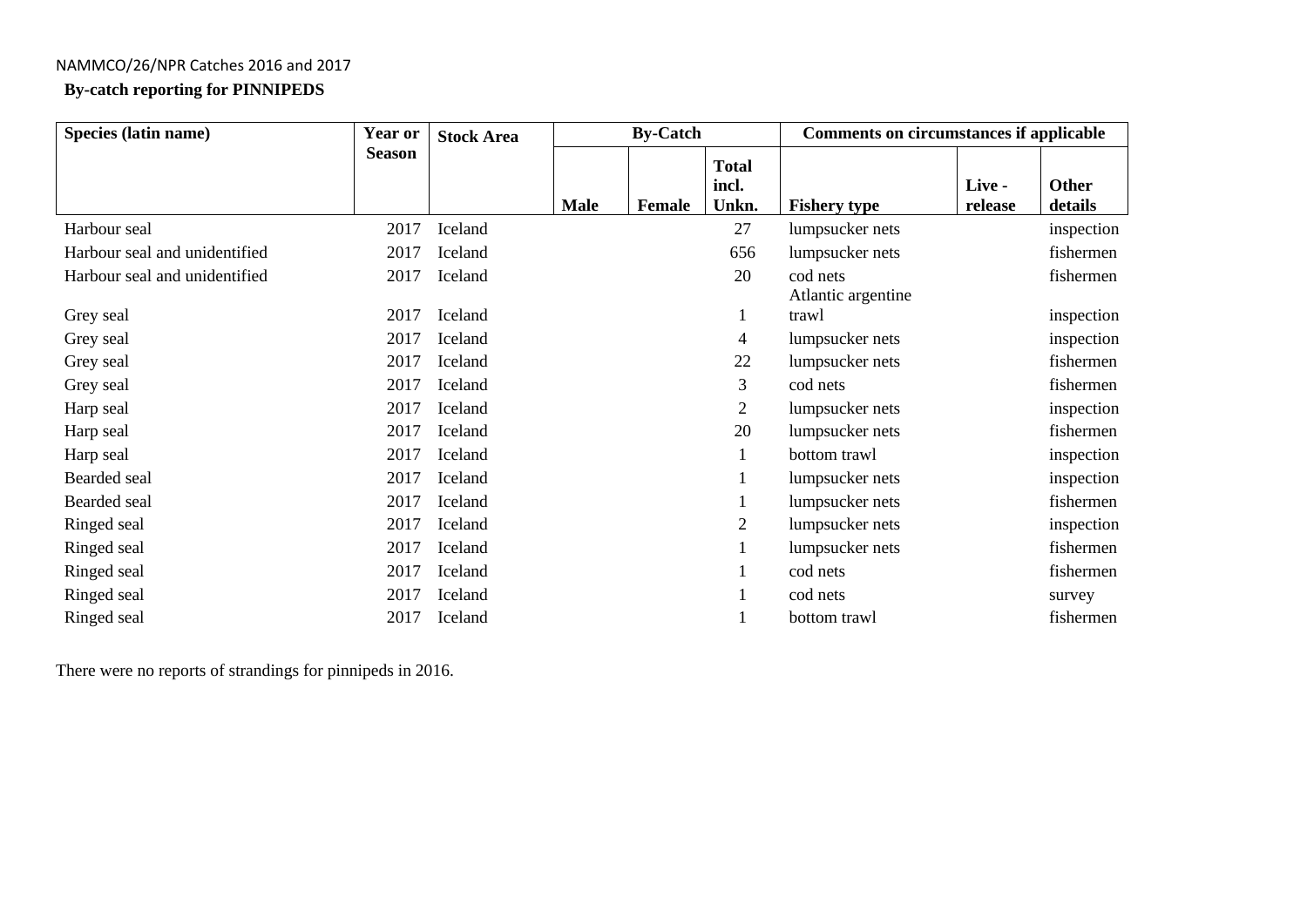NAMMCO/26/NPR Catches 2016 and 2017

**By-catch reporting for PINNIPEDS**

| Species (latin name) | Year or Season | Stock Area | By-Catch | | | Comments on circumstances if applicable | | |
|---|---|---|---|---|---|---|---|---|
| | | | Male | Female | Total incl. Unkn. | Fishery type | Live - release | Other details |
| Harbour seal | 2017 | Iceland | | | 27 | lumpsucker nets | | inspection |
| Harbour seal and unidentified | 2017 | Iceland | | | 656 | lumpsucker nets | | fishermen |
| Harbour seal and unidentified | 2017 | Iceland | | | 20 | cod nets | | fishermen |
| Grey seal | 2017 | Iceland | | | 1 | Atlantic argentine trawl | | inspection |
| Grey seal | 2017 | Iceland | | | 4 | lumpsucker nets | | inspection |
| Grey seal | 2017 | Iceland | | | 22 | lumpsucker nets | | fishermen |
| Grey seal | 2017 | Iceland | | | 3 | cod nets | | fishermen |
| Harp seal | 2017 | Iceland | | | 2 | lumpsucker nets | | inspection |
| Harp seal | 2017 | Iceland | | | 20 | lumpsucker nets | | fishermen |
| Harp seal | 2017 | Iceland | | | 1 | bottom trawl | | inspection |
| Bearded seal | 2017 | Iceland | | | 1 | lumpsucker nets | | inspection |
| Bearded seal | 2017 | Iceland | | | 1 | lumpsucker nets | | fishermen |
| Ringed seal | 2017 | Iceland | | | 2 | lumpsucker nets | | inspection |
| Ringed seal | 2017 | Iceland | | | 1 | lumpsucker nets | | fishermen |
| Ringed seal | 2017 | Iceland | | | 1 | cod nets | | fishermen |
| Ringed seal | 2017 | Iceland | | | 1 | cod nets | | survey |
| Ringed seal | 2017 | Iceland | | | 1 | bottom trawl | | fishermen |

There were no reports of strandings for pinnipeds in 2016.